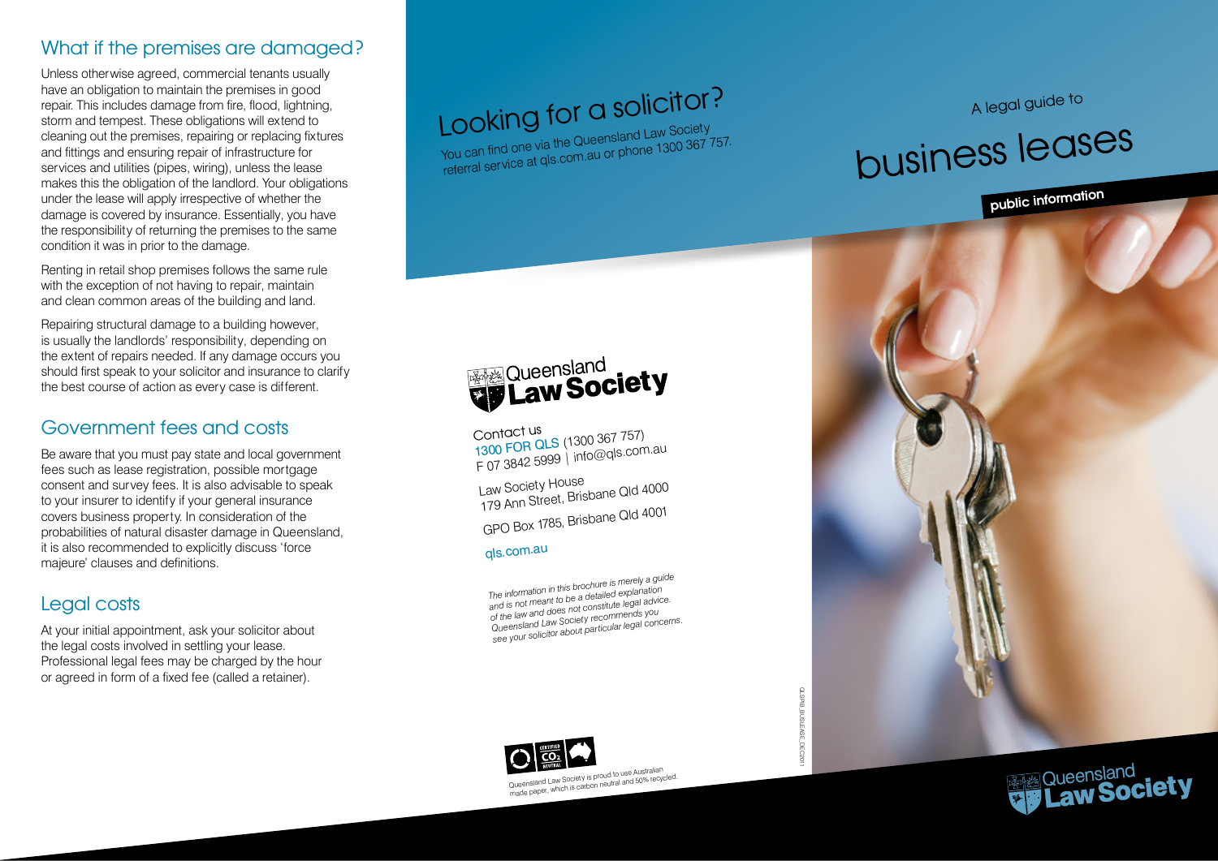## What if the premises are damaged?

Unless otherwise agreed, commercial tenants usually have an obligation to maintain the premises in good repair. This includes damage from fire, flood, lightning, storm and tempest. These obligations will extend to cleaning out the premises, repairing or replacing fixtures and fittings and ensuring repair of infrastructure for services and utilities (pipes, wiring), unless the lease makes this the obligation of the landlord. Your obligations under the lease will apply irrespective of whether the damage is covered by insurance. Essentially, you have the responsibility of returning the premises to the same condition it was in prior to the damage.

Renting in retail shop premises follows the same rule with the exception of not having to repair, maintain and clean common areas of the building and land.

Repairing structural damage to a building however, is usually the landlords' responsibility, depending on the extent of repairs needed. If any damage occurs you should first speak to your solicitor and insurance to clarify the best course of action as every case is different.

## Government fees and costs

Be aware that you must pay state and local government fees such as lease registration, possible mortgage consent and survey fees. It is also advisable to speak to your insurer to identify if your general insurance covers business property. In consideration of the probabilities of natural disaster damage in Queensland, it is also recommended to explicitly discuss 'force majeure' clauses and definitions.

## Legal costs

At your initial appointment, ask your solicitor about the legal costs involved in settling your lease. Professional legal fees may be charged by the hour or agreed in form of a fixed fee (called a retainer).

## Looking for a solicitor?

You can find one via the Queensland Law Society referral service at qls.com.au or phone 1300 367 757.

Queensland Law Society

Contact us
1300 FOR QLS (1300 367 757)
F 07 3842 5999 | info@qls.com.au

Law Society House
179 Ann Street, Brisbane Qld 4000

GPO Box 1785, Brisbane Qld 4001

qls.com.au

*The information in this brochure is merely a guide and is not meant to be a detailed explanation of the law and does not constitute legal advice. Queensland Law Society recommends you see your solicitor about particular legal concerns.*

Queensland Law Society is proud to use Australian made paper, which is carbon neutral and 50% recycled.

QLSPI9_BUSLEASE_DEC2011

A legal guide to

# business leases

**public information**

Queensland Law Society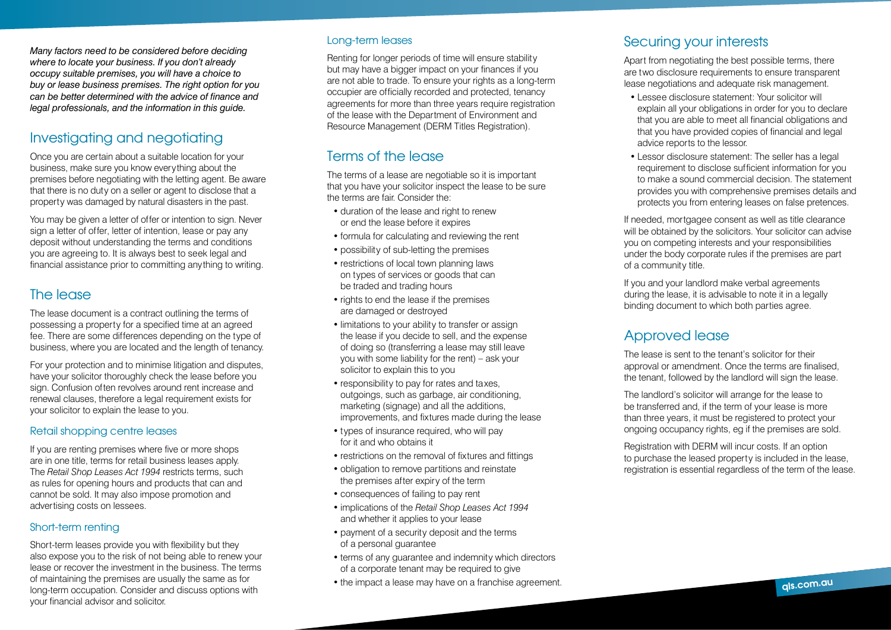*Many factors need to be considered before deciding where to locate your business. If you don't already occupy suitable premises, you will have a choice to buy or lease business premises. The right option for you can be better determined with the advice of finance and legal professionals, and the information in this guide.*

## Investigating and negotiating

Once you are certain about a suitable location for your business, make sure you know everything about the premises before negotiating with the letting agent. Be aware that there is no duty on a seller or agent to disclose that a property was damaged by natural disasters in the past.

You may be given a letter of offer or intention to sign. Never sign a letter of offer, letter of intention, lease or pay any deposit without understanding the terms and conditions you are agreeing to. It is always best to seek legal and financial assistance prior to committing anything to writing.

## The lease

The lease document is a contract outlining the terms of possessing a property for a specified time at an agreed fee. There are some differences depending on the type of business, where you are located and the length of tenancy.

For your protection and to minimise litigation and disputes, have your solicitor thoroughly check the lease before you sign. Confusion often revolves around rent increase and renewal clauses, therefore a legal requirement exists for your solicitor to explain the lease to you.

### Retail shopping centre leases

If you are renting premises where five or more shops are in one title, terms for retail business leases apply. The *Retail Shop Leases Act 1994* restricts terms, such as rules for opening hours and products that can and cannot be sold. It may also impose promotion and advertising costs on lessees.

### Short-term renting

Short-term leases provide you with flexibility but they also expose you to the risk of not being able to renew your lease or recover the investment in the business. The terms of maintaining the premises are usually the same as for long-term occupation. Consider and discuss options with your financial advisor and solicitor.

### Long-term leases

Renting for longer periods of time will ensure stability but may have a bigger impact on your finances if you are not able to trade. To ensure your rights as a long-term occupier are officially recorded and protected, tenancy agreements for more than three years require registration of the lease with the Department of Environment and Resource Management (DERM Titles Registration).

## Terms of the lease

The terms of a lease are negotiable so it is important that you have your solicitor inspect the lease to be sure the terms are fair. Consider the:

- duration of the lease and right to renew or end the lease before it expires
- formula for calculating and reviewing the rent
- possibility of sub-letting the premises
- restrictions of local town planning laws on types of services or goods that can be traded and trading hours
- rights to end the lease if the premises are damaged or destroyed
- limitations to your ability to transfer or assign the lease if you decide to sell, and the expense of doing so (transferring a lease may still leave you with some liability for the rent) – ask your solicitor to explain this to you
- responsibility to pay for rates and taxes, outgoings, such as garbage, air conditioning, marketing (signage) and all the additions, improvements, and fixtures made during the lease
- types of insurance required, who will pay for it and who obtains it
- restrictions on the removal of fixtures and fittings
- obligation to remove partitions and reinstate the premises after expiry of the term
- consequences of failing to pay rent
- implications of the *Retail Shop Leases Act 1994* and whether it applies to your lease
- payment of a security deposit and the terms of a personal guarantee
- terms of any guarantee and indemnity which directors of a corporate tenant may be required to give
- the impact a lease may have on a franchise agreement.

## Securing your interests

Apart from negotiating the best possible terms, there are two disclosure requirements to ensure transparent lease negotiations and adequate risk management.

- Lessee disclosure statement: Your solicitor will explain all your obligations in order for you to declare that you are able to meet all financial obligations and that you have provided copies of financial and legal advice reports to the lessor.
- Lessor disclosure statement: The seller has a legal requirement to disclose sufficient information for you to make a sound commercial decision. The statement provides you with comprehensive premises details and protects you from entering leases on false pretences.

If needed, mortgagee consent as well as title clearance will be obtained by the solicitors. Your solicitor can advise you on competing interests and your responsibilities under the body corporate rules if the premises are part of a community title.

If you and your landlord make verbal agreements during the lease, it is advisable to note it in a legally binding document to which both parties agree.

## Approved lease

The lease is sent to the tenant's solicitor for their approval or amendment. Once the terms are finalised, the tenant, followed by the landlord will sign the lease.

The landlord's solicitor will arrange for the lease to be transferred and, if the term of your lease is more than three years, it must be registered to protect your ongoing occupancy rights, eg if the premises are sold.

Registration with DERM will incur costs. If an option to purchase the leased property is included in the lease, registration is essential regardless of the term of the lease.

qls.com.au